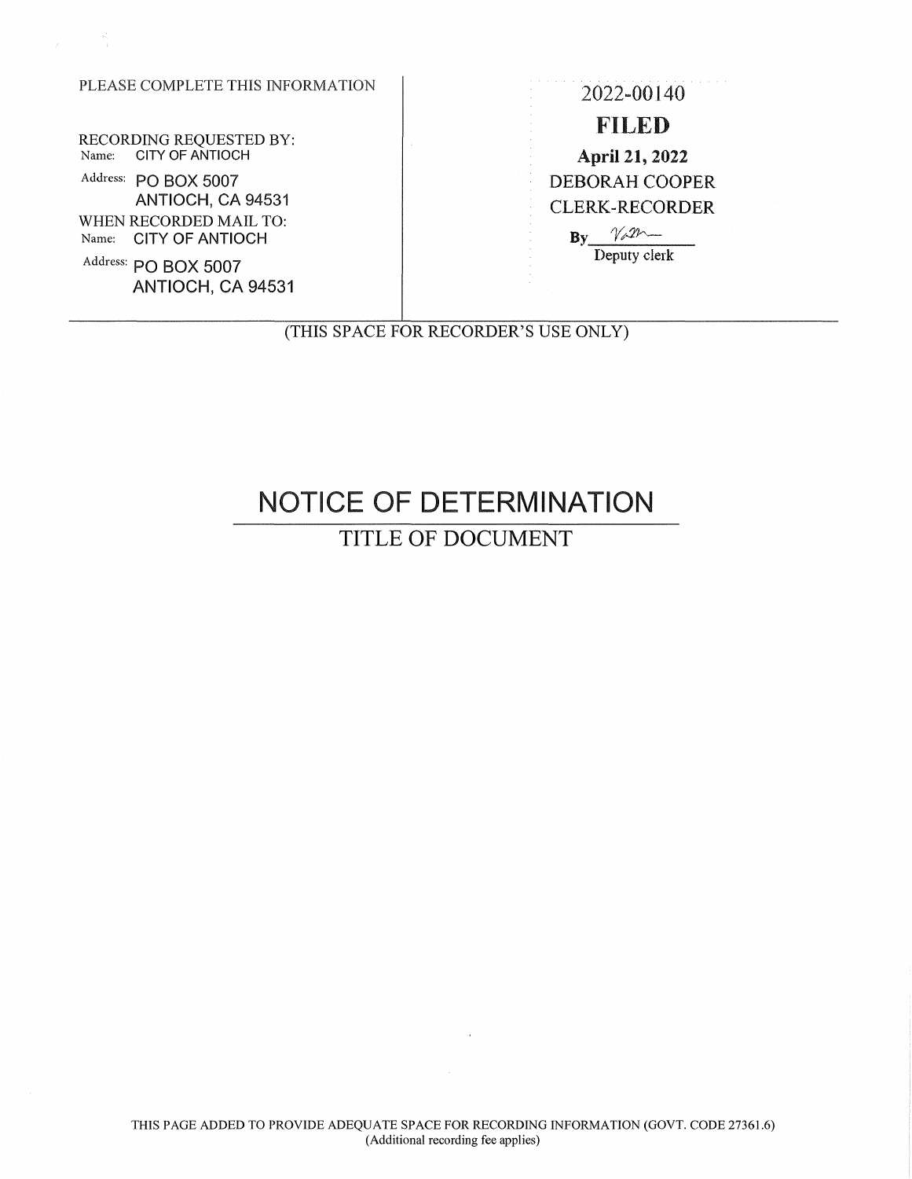PLEASE COMPLETE THIS INFORMATION

RECORDING REQUESTED BY:
Name: CITY OF ANTIOCH
Address: PO BOX 5007
ANTIOCH, CA 94531

WHEN RECORDED MAIL TO:
Name: CITY OF ANTIOCH
Address: PO BOX 5007
ANTIOCH, CA 94531

2022-00140

**FILED**

**April 21, 2022**

DEBORAH COOPER
CLERK-RECORDER

By Van
Deputy clerk

(THIS SPACE FOR RECORDER'S USE ONLY)

# NOTICE OF DETERMINATION

TITLE OF DOCUMENT

THIS PAGE ADDED TO PROVIDE ADEQUATE SPACE FOR RECORDING INFORMATION (GOVT. CODE 27361.6)
(Additional recording fee applies)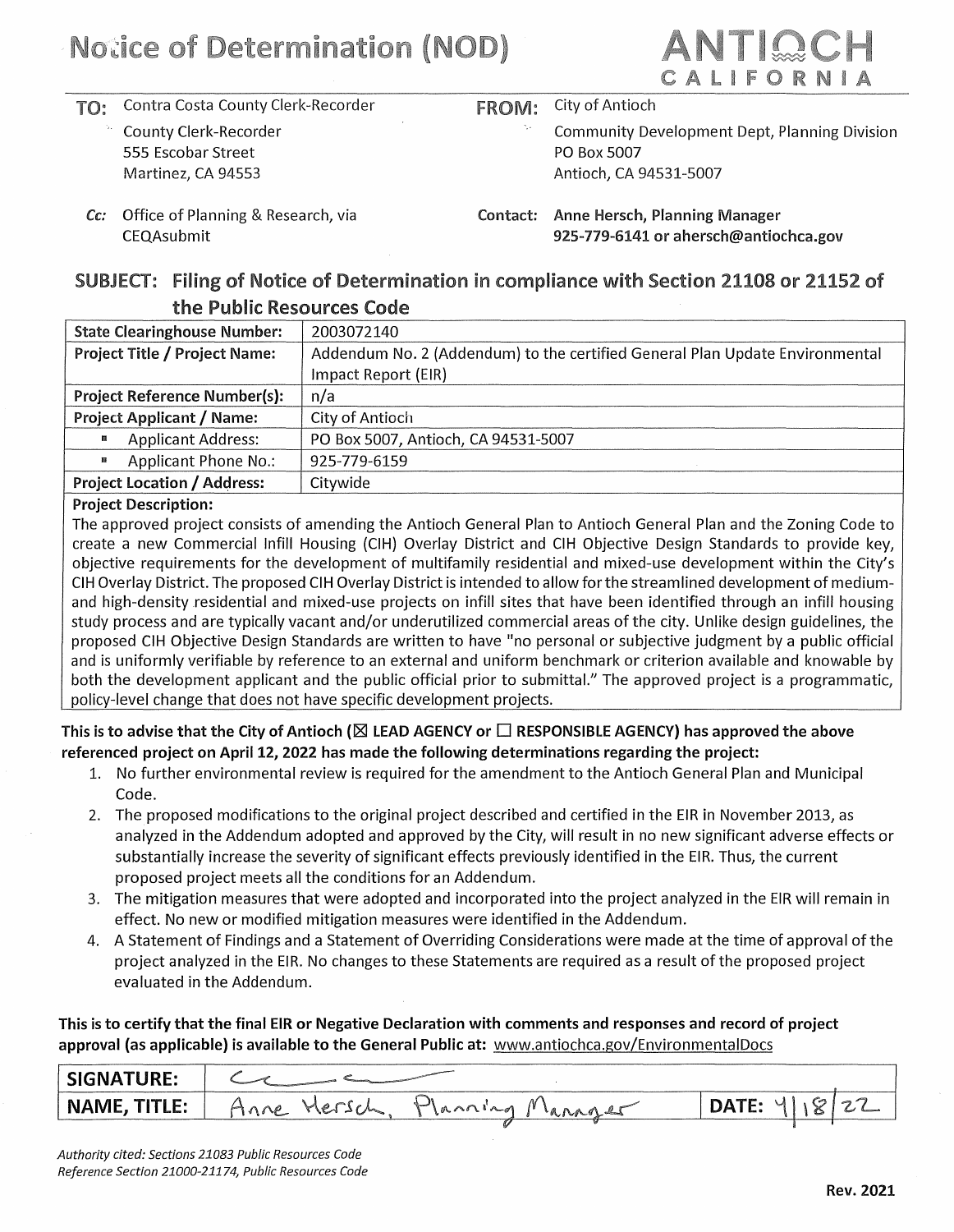# Notice of Determination (NOD)

**ANTIOCH**
CALIFORNIA

**TO:** Contra Costa County Clerk-Recorder
County Clerk-Recorder
555 Escobar Street
Martinez, CA 94553

**FROM:** City of Antioch
Community Development Dept, Planning Division
PO Box 5007
Antioch, CA 94531-5007

***Cc:*** Office of Planning & Research, via CEQAsubmit

**Contact:** **Anne Hersch, Planning Manager**
**925-779-6141 or ahersch@antiochca.gov**

## SUBJECT: Filing of Notice of Determination in compliance with Section 21108 or 21152 of the Public Resources Code

| **State Clearinghouse Number:** | 2003072140 |
|---|---|
| **Project Title / Project Name:** | Addendum No. 2 (Addendum) to the certified General Plan Update Environmental Impact Report (EIR) |
| **Project Reference Number(s):** | n/a |
| **Project Applicant / Name:** | City of Antioch |
| ▪ Applicant Address: | PO Box 5007, Antioch, CA 94531-5007 |
| ▪ Applicant Phone No.: | 925-779-6159 |
| **Project Location / Address:** | Citywide |

**Project Description:**

The approved project consists of amending the Antioch General Plan to Antioch General Plan and the Zoning Code to create a new Commercial Infill Housing (CIH) Overlay District and CIH Objective Design Standards to provide key, objective requirements for the development of multifamily residential and mixed-use development within the City's CIH Overlay District. The proposed CIH Overlay District is intended to allow for the streamlined development of medium- and high-density residential and mixed-use projects on infill sites that have been identified through an infill housing study process and are typically vacant and/or underutilized commercial areas of the city. Unlike design guidelines, the proposed CIH Objective Design Standards are written to have "no personal or subjective judgment by a public official and is uniformly verifiable by reference to an external and uniform benchmark or criterion available and knowable by both the development applicant and the public official prior to submittal." The approved project is a programmatic, policy-level change that does not have specific development projects.

**This is to advise that the City of Antioch (☒ LEAD AGENCY or ☐ RESPONSIBLE AGENCY) has approved the above referenced project on April 12, 2022 has made the following determinations regarding the project:**

1. No further environmental review is required for the amendment to the Antioch General Plan and Municipal Code.
2. The proposed modifications to the original project described and certified in the EIR in November 2013, as analyzed in the Addendum adopted and approved by the City, will result in no new significant adverse effects or substantially increase the severity of significant effects previously identified in the EIR. Thus, the current proposed project meets all the conditions for an Addendum.
3. The mitigation measures that were adopted and incorporated into the project analyzed in the EIR will remain in effect. No new or modified mitigation measures were identified in the Addendum.
4. A Statement of Findings and a Statement of Overriding Considerations were made at the time of approval of the project analyzed in the EIR. No changes to these Statements are required as a result of the proposed project evaluated in the Addendum.

**This is to certify that the final EIR or Negative Declaration with comments and responses and record of project approval (as applicable) is available to the General Public at:** www.antiochca.gov/EnvironmentalDocs

| **SIGNATURE:** | [signature] | |
|---|---|---|
| **NAME, TITLE:** | Anne Hersch, Planning Manager | **DATE:** 4/18/22 |

*Authority cited: Sections 21083 Public Resources Code*
*Reference Section 21000-21174, Public Resources Code*

**Rev. 2021**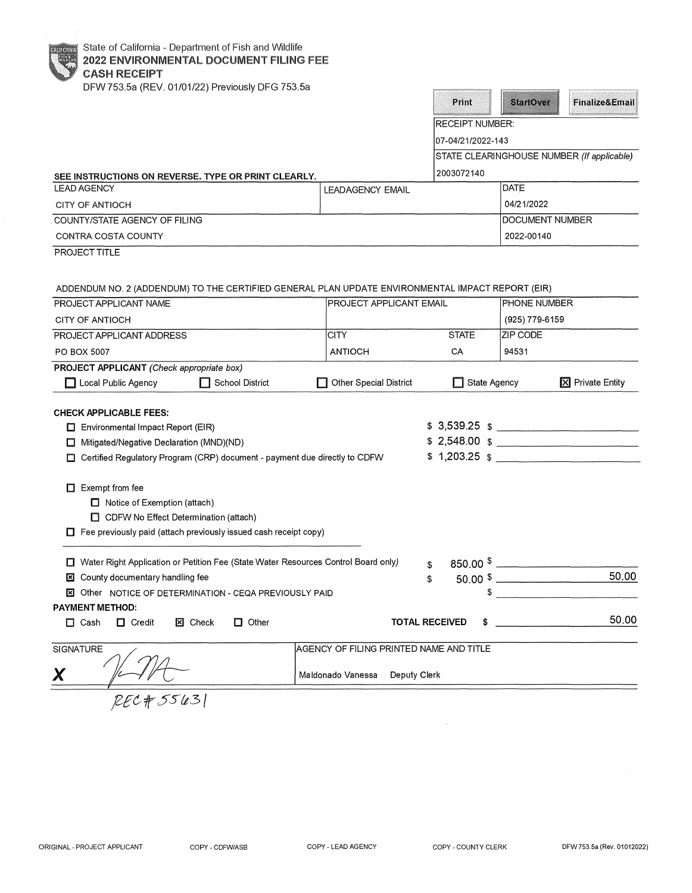State of California - Department of Fish and Wildlife

# 2022 ENVIRONMENTAL DOCUMENT FILING FEE CASH RECEIPT

DFW 753.5a (REV. 01/01/22) Previously DFG 753.5a

Print | StartOver | Finalize&Email

RECEIPT NUMBER:
07-04/21/2022-143

STATE CLEARINGHOUSE NUMBER (If applicable)
2003072140

**SEE INSTRUCTIONS ON REVERSE. TYPE OR PRINT CLEARLY.**

| LEAD AGENCY | LEADAGENCY EMAIL | DATE |
|---|---|---|
| CITY OF ANTIOCH | | 04/21/2022 |

| COUNTY/STATE AGENCY OF FILING | DOCUMENT NUMBER |
|---|---|
| CONTRA COSTA COUNTY | 2022-00140 |

PROJECT TITLE

ADDENDUM NO. 2 (ADDENDUM) TO THE CERTIFIED GENERAL PLAN UPDATE ENVIRONMENTAL IMPACT REPORT (EIR)

| PROJECT APPLICANT NAME | PROJECT APPLICANT EMAIL | | PHONE NUMBER |
|---|---|---|---|
| CITY OF ANTIOCH | | | (925) 779-6159 |
| **PROJECT APPLICANT ADDRESS** | **CITY** | **STATE** | **ZIP CODE** |
| PO BOX 5007 | ANTIOCH | CA | 94531 |

**PROJECT APPLICANT** *(Check appropriate box)*

☐ Local Public Agency ☐ School District ☐ Other Special District ☐ State Agency ☒ Private Entity

**CHECK APPLICABLE FEES:**

| | | |
|---|---|---|
| ☐ Environmental Impact Report (EIR) | $ 3,539.25 | $ |
| ☐ Mitigated/Negative Declaration (MND)(ND) | $ 2,548.00 | $ |
| ☐ Certified Regulatory Program (CRP) document - payment due directly to CDFW | $ 1,203.25 | $ |

☐ Exempt from fee
- ☐ Notice of Exemption (attach)
- ☐ CDFW No Effect Determination (attach)

☐ Fee previously paid (attach previously issued cash receipt copy)

| | | |
|---|---|---|
| ☐ Water Right Application or Petition Fee (State Water Resources Control Board only) | $ 850.00 | $ |
| ☒ County documentary handling fee | $ 50.00 | $ 50.00 |
| ☒ Other NOTICE OF DETERMINATION - CEQA PREVIOUSLY PAID | | $ |

**PAYMENT METHOD:**

☐ Cash ☐ Credit ☒ Check ☐ Other

**TOTAL RECEIVED** $ 50.00

| SIGNATURE | AGENCY OF FILING PRINTED NAME AND TITLE |
|---|---|
| X [signature] | Maldonado Vanessa Deputy Clerk |

REC # 55631

ORIGINAL - PROJECT APPLICANT | COPY - CDFW/ASB | COPY - LEAD AGENCY | COPY - COUNTY CLERK | DFW 753.5a (Rev. 01012022)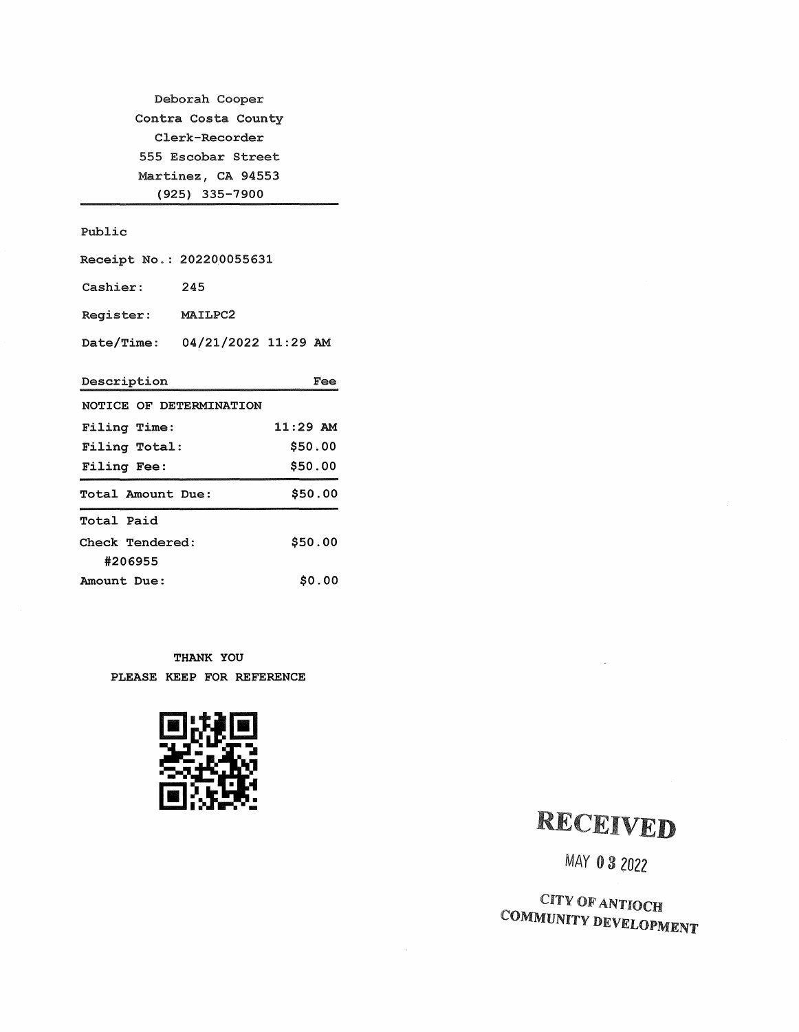Deborah Cooper
Contra Costa County
Clerk-Recorder
555 Escobar Street
Martinez, CA 94553
(925) 335-7900

Public

Receipt No.: 202200055631

Cashier: 245

Register: MAILPC2

Date/Time: 04/21/2022 11:29 AM

| Description | Fee |
| --- | --- |
| NOTICE OF DETERMINATION | |
| Filing Time: | 11:29 AM |
| Filing Total: | $50.00 |
| Filing Fee: | $50.00 |
| Total Amount Due: | $50.00 |
| Total Paid | |
| Check Tendered: #206955 | $50.00 |
| Amount Due: | $0.00 |

THANK YOU
PLEASE KEEP FOR REFERENCE

RECEIVED

MAY 03 2022

CITY OF ANTIOCH
COMMUNITY DEVELOPMENT